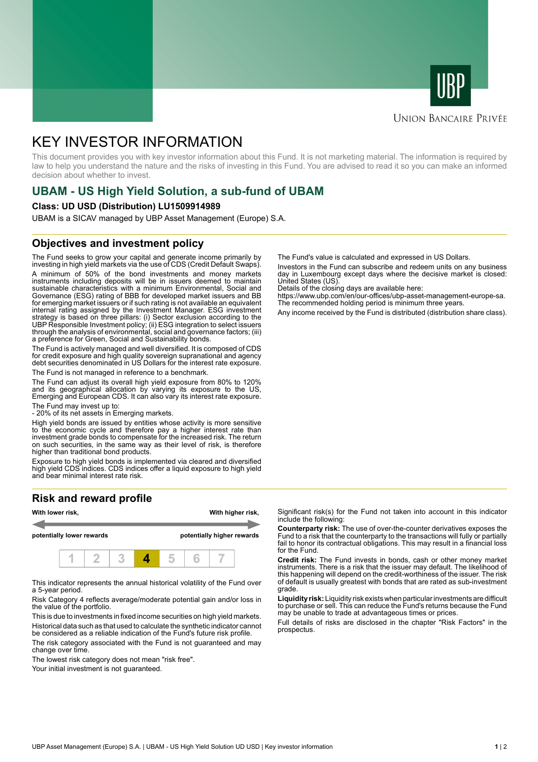# KEY INVESTOR INFORMATION

This document provides you with key investor information about this Fund. It is not marketing material. The information is required by law to help you understand the nature and the risks of investing in this Fund. You are advised to read it so you can make an informed decision about whether to invest.

## UBAM - US High Yield Solution, a sub-fund of UBAM

**Class: UD USD (Distribution) LU1509914989**

UBAM is a SICAV managed by UBP Asset Management (Europe) S.A.

## Objectives and investment policy

The Fund seeks to grow your capital and generate income primarily by investing in high yield markets via the use of CDS (Credit Default Swaps).

A minimum of 50% of the bond investments and money markets instruments including deposits will be in issuers deemed to maintain sustainable characteristics with a minimum Environmental, Social and Governance (ESG) rating of BBB for developed market issuers and BB for emerging market issuers or if such rating is not available an equivalent internal rating assigned by the Investment Manager. ESG investment strategy is based on three pillars: (i) Sector exclusion according to the UBP Responsible Investment policy; (ii) ESG integration to select issuers through the analysis of environmental, social and governance factors; (iii) a preference for Green, Social and Sustainability bonds.

The Fund is actively managed and well diversified. It is composed of CDS for credit exposure and high quality sovereign supranational and agency debt securities denominated in US Dollars for the interest rate exposure.

The Fund is not managed in reference to a benchmark.

The Fund can adjust its overall high yield exposure from 80% to 120% and its geographical allocation by varying its exposure to the US, Emerging and European CDS. It can also vary its interest rate exposure.

The Fund may invest up to:
- 20% of its net assets in Emerging markets.

High yield bonds are issued by entities whose activity is more sensitive to the economic cycle and therefore pay a higher interest rate than investment grade bonds to compensate for the increased risk. The return on such securities, in the same way as their level of risk, is therefore higher than traditional bond products.

Exposure to high yield bonds is implemented via cleared and diversified high yield CDS indices. CDS indices offer a liquid exposure to high yield and bear minimal interest rate risk.

The Fund's value is calculated and expressed in US Dollars.

Investors in the Fund can subscribe and redeem units on any business day in Luxembourg except days where the decisive market is closed: United States (US).
Details of the closing days are available here:
https://www.ubp.com/en/our-offices/ubp-asset-management-europe-sa.
The recommended holding period is minimum three years.

Any income received by the Fund is distributed (distribution share class).

## Risk and reward profile

| **With lower risk,** | **With higher risk,** |
|---|---|
| **potentially lower rewards** | **potentially higher rewards** |

| 1 | 2 | 3 | **4** | 5 | 6 | 7 |
|---|---|---|---|---|---|---|

This indicator represents the annual historical volatility of the Fund over a 5-year period.

Risk Category 4 reflects average/moderate potential gain and/or loss in the value of the portfolio.

This is due to investments in fixed income securities on high yield markets.

Historical data such as that used to calculate the synthetic indicator cannot be considered as a reliable indication of the Fund's future risk profile.

The risk category associated with the Fund is not guaranteed and may change over time.

The lowest risk category does not mean "risk free".

Your initial investment is not guaranteed.

Significant risk(s) for the Fund not taken into account in this indicator include the following:

**Counterparty risk:** The use of over-the-counter derivatives exposes the Fund to a risk that the counterparty to the transactions will fully or partially fail to honor its contractual obligations. This may result in a financial loss for the Fund.

**Credit risk:** The Fund invests in bonds, cash or other money market instruments. There is a risk that the issuer may default. The likelihood of this happening will depend on the credit-worthiness of the issuer. The risk of default is usually greatest with bonds that are rated as sub-investment grade.

**Liquidity risk:** Liquidity risk exists when particular investments are difficult to purchase or sell. This can reduce the Fund's returns because the Fund may be unable to trade at advantageous times or prices.

Full details of risks are disclosed in the chapter "Risk Factors" in the prospectus.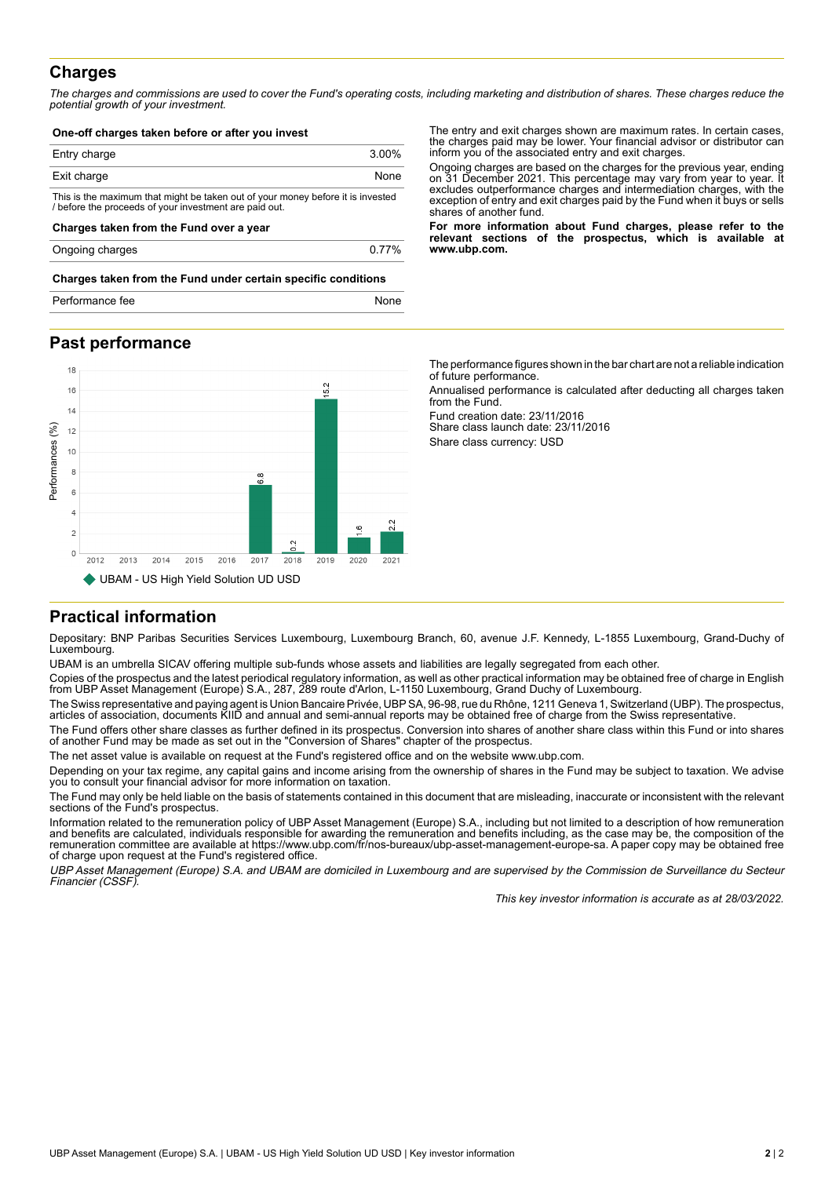## Charges

*The charges and commissions are used to cover the Fund's operating costs, including marketing and distribution of shares. These charges reduce the potential growth of your investment.*

| One-off charges taken before or after you invest | |
|---|---|
| Entry charge | 3.00% |
| Exit charge | None |

This is the maximum that might be taken out of your money before it is invested / before the proceeds of your investment are paid out.

| Charges taken from the Fund over a year | |
|---|---|
| Ongoing charges | 0.77% |

| Charges taken from the Fund under certain specific conditions | |
|---|---|
| Performance fee | None |

The entry and exit charges shown are maximum rates. In certain cases, the charges paid may be lower. Your financial advisor or distributor can inform you of the associated entry and exit charges.

Ongoing charges are based on the charges for the previous year, ending on 31 December 2021. This percentage may vary from year to year. It excludes outperformance charges and intermediation charges, with the exception of entry and exit charges paid by the Fund when it buys or sells shares of another fund.

**For more information about Fund charges, please refer to the relevant sections of the prospectus, which is available at www.ubp.com.**

## Past performance

Performances (%)

18
16
14
12
10
8
6
4
2
0

2012 2013 2014 2015 2016 2017 2018 2019 2020 2021

6.8
0.2
15.2
1.6
2.2

UBAM - US High Yield Solution UD USD

The performance figures shown in the bar chart are not a reliable indication of future performance.

Annualised performance is calculated after deducting all charges taken from the Fund.

Fund creation date: 23/11/2016
Share class launch date: 23/11/2016
Share class currency: USD

## Practical information

Depositary: BNP Paribas Securities Services Luxembourg, Luxembourg Branch, 60, avenue J.F. Kennedy, L-1855 Luxembourg, Grand-Duchy of Luxembourg.

UBAM is an umbrella SICAV offering multiple sub-funds whose assets and liabilities are legally segregated from each other.

Copies of the prospectus and the latest periodical regulatory information, as well as other practical information may be obtained free of charge in English from UBP Asset Management (Europe) S.A., 287, 289 route d'Arlon, L-1150 Luxembourg, Grand Duchy of Luxembourg.

The Swiss representative and paying agent is Union Bancaire Privée, UBP SA, 96-98, rue du Rhône, 1211 Geneva 1, Switzerland (UBP). The prospectus, articles of association, documents KIID and annual and semi-annual reports may be obtained free of charge from the Swiss representative.

The Fund offers other share classes as further defined in its prospectus. Conversion into shares of another share class within this Fund or into shares of another Fund may be made as set out in the "Conversion of Shares" chapter of the prospectus.

The net asset value is available on request at the Fund's registered office and on the website www.ubp.com.

Depending on your tax regime, any capital gains and income arising from the ownership of shares in the Fund may be subject to taxation. We advise you to consult your financial advisor for more information on taxation.

The Fund may only be held liable on the basis of statements contained in this document that are misleading, inaccurate or inconsistent with the relevant sections of the Fund's prospectus.

Information related to the remuneration policy of UBP Asset Management (Europe) S.A., including but not limited to a description of how remuneration and benefits are calculated, individuals responsible for awarding the remuneration and benefits including, as the case may be, the composition of the remuneration committee are available at https://www.ubp.com/fr/nos-bureaux/ubp-asset-management-europe-sa. A paper copy may be obtained free of charge upon request at the Fund's registered office.

*UBP Asset Management (Europe) S.A. and UBAM are domiciled in Luxembourg and are supervised by the Commission de Surveillance du Secteur Financier (CSSF).*

*This key investor information is accurate as at 28/03/2022.*